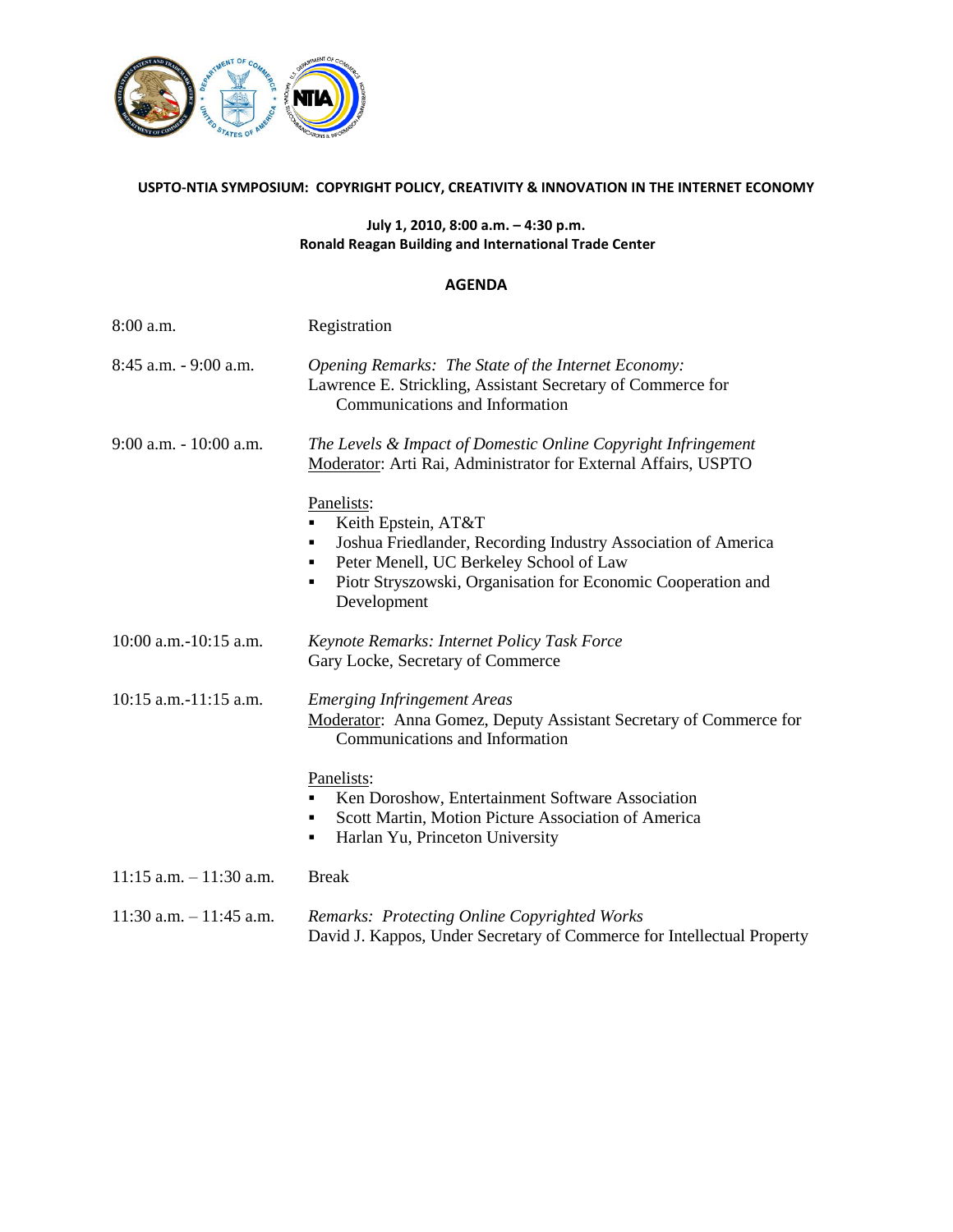# USPTO-NTIA SYMPOSIUM: COPYRIGHT POLICY, CREATIVITY & INNOVATION IN THE INTERNET ECONOMY

**July 1, 2010, 8:00 a.m. – 4:30 p.m.**
**Ronald Reagan Building and International Trade Center**

## AGENDA

8:00 a.m. Registration

8:45 a.m. - 9:00 a.m. *Opening Remarks: The State of the Internet Economy:*
Lawrence E. Strickling, Assistant Secretary of Commerce for Communications and Information

9:00 a.m. - 10:00 a.m. *The Levels & Impact of Domestic Online Copyright Infringement*
Moderator: Arti Rai, Administrator for External Affairs, USPTO

Panelists:

- Keith Epstein, AT&T
- Joshua Friedlander, Recording Industry Association of America
- Peter Menell, UC Berkeley School of Law
- Piotr Stryszowski, Organisation for Economic Cooperation and Development

10:00 a.m.-10:15 a.m. *Keynote Remarks: Internet Policy Task Force*
Gary Locke, Secretary of Commerce

10:15 a.m.-11:15 a.m. *Emerging Infringement Areas*
Moderator: Anna Gomez, Deputy Assistant Secretary of Commerce for Communications and Information

Panelists:

- Ken Doroshow, Entertainment Software Association
- Scott Martin, Motion Picture Association of America
- Harlan Yu, Princeton University

11:15 a.m. – 11:30 a.m. Break

11:30 a.m. – 11:45 a.m. *Remarks: Protecting Online Copyrighted Works*
David J. Kappos, Under Secretary of Commerce for Intellectual Property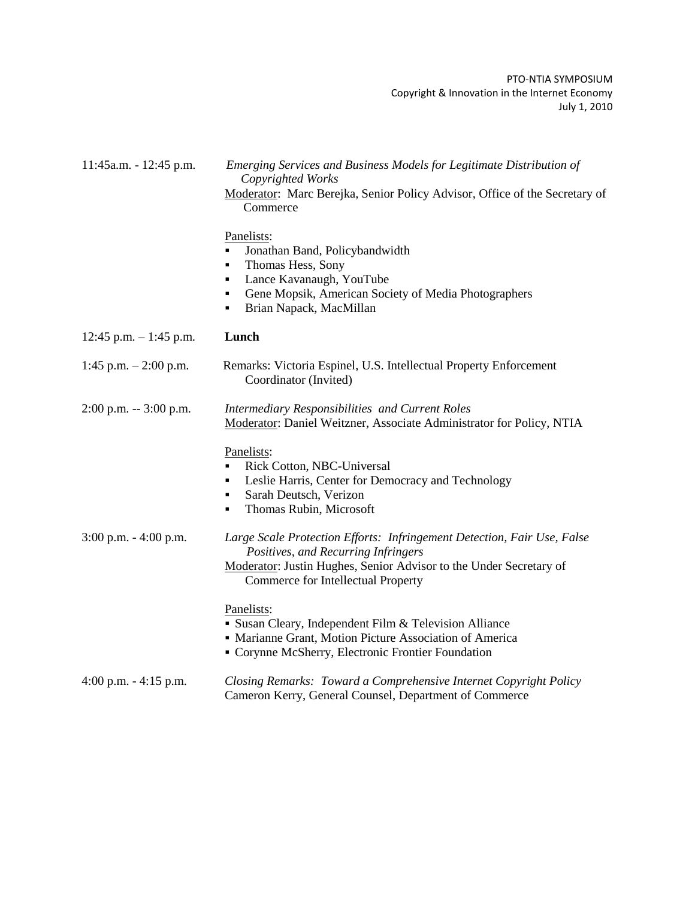11:45a.m. - 12:45 p.m. *Emerging Services and Business Models for Legitimate Distribution of Copyrighted Works*

Moderator: Marc Berejka, Senior Policy Advisor, Office of the Secretary of Commerce

Panelists:

- Jonathan Band, Policybandwidth
- Thomas Hess, Sony
- Lance Kavanaugh, YouTube
- Gene Mopsik, American Society of Media Photographers
- Brian Napack, MacMillan

12:45 p.m. – 1:45 p.m. **Lunch**

1:45 p.m. – 2:00 p.m. Remarks: Victoria Espinel, U.S. Intellectual Property Enforcement Coordinator (Invited)

2:00 p.m. -- 3:00 p.m. *Intermediary Responsibilities and Current Roles*

Moderator: Daniel Weitzner, Associate Administrator for Policy, NTIA

Panelists:

- Rick Cotton, NBC-Universal
- Leslie Harris, Center for Democracy and Technology
- Sarah Deutsch, Verizon
- Thomas Rubin, Microsoft

3:00 p.m. - 4:00 p.m. *Large Scale Protection Efforts: Infringement Detection, Fair Use, False Positives, and Recurring Infringers*

Moderator: Justin Hughes, Senior Advisor to the Under Secretary of Commerce for Intellectual Property

Panelists:

- Susan Cleary, Independent Film & Television Alliance
- Marianne Grant, Motion Picture Association of America
- Corynne McSherry, Electronic Frontier Foundation

4:00 p.m. - 4:15 p.m. *Closing Remarks: Toward a Comprehensive Internet Copyright Policy*

Cameron Kerry, General Counsel, Department of Commerce